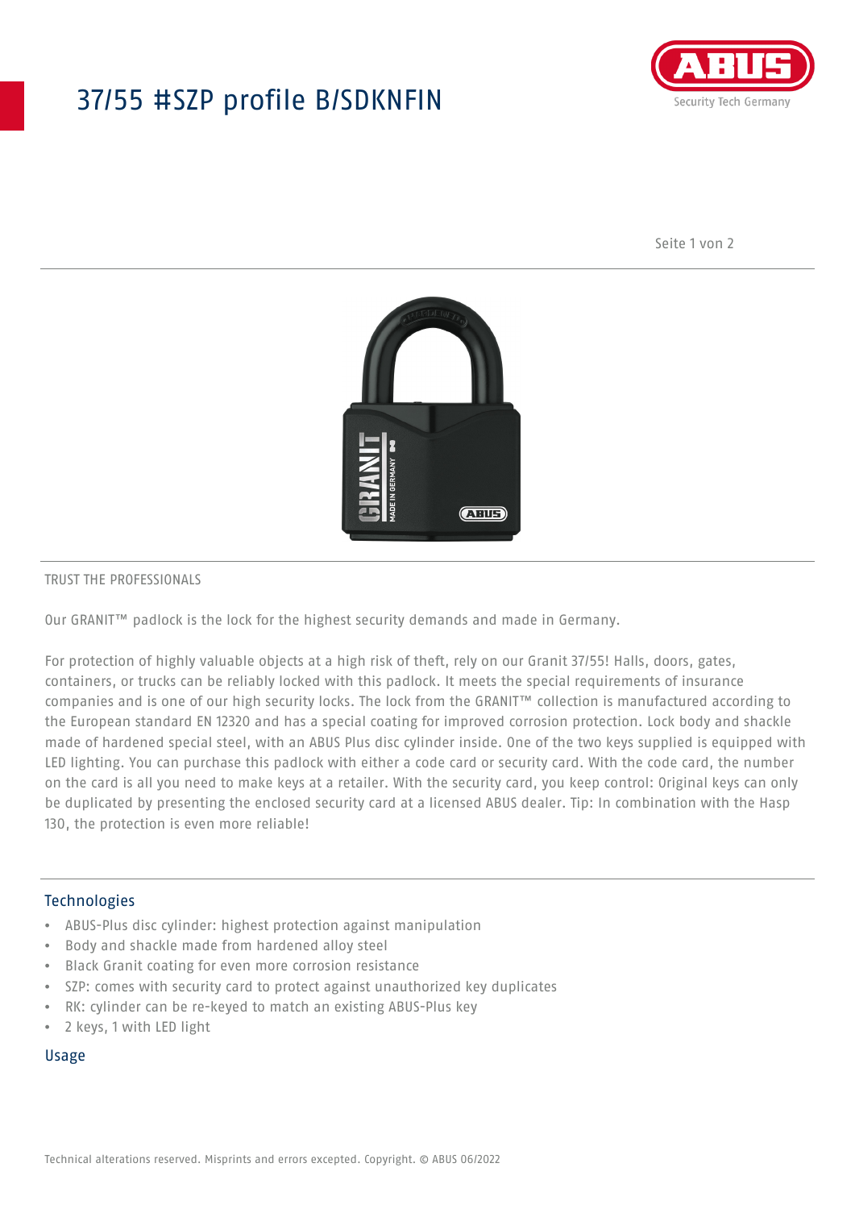# 37/55 #SZP profile B/SDKNFIN

TRUST THE PROFESSIONALS

Our GRANIT™ padlock is the lock for the highest security demands and made in Germany.

For protection of highly valuable objects at a high risk of theft, rely on our Granit 37/55! Halls, doors, gates, containers, or trucks can be reliably locked with this padlock. It meets the special requirements of insurance companies and is one of our high security locks. The lock from the GRANIT™ collection is manufactured according to the European standard EN 12320 and has a special coating for improved corrosion protection. Lock body and shackle made of hardened special steel, with an ABUS Plus disc cylinder inside. One of the two keys supplied is equipped with LED lighting. You can purchase this padlock with either a code card or security card. With the code card, the number on the card is all you need to make keys at a retailer. With the security card, you keep control: Original keys can only be duplicated by presenting the enclosed security card at a licensed ABUS dealer. Tip: In combination with the Hasp 130, the protection is even more reliable!

## Technologies

- ABUS-Plus disc cylinder: highest protection against manipulation
- Body and shackle made from hardened alloy steel
- Black Granit coating for even more corrosion resistance
- SZP: comes with security card to protect against unauthorized key duplicates
- RK: cylinder can be re-keyed to match an existing ABUS-Plus key
- 2 keys, 1 with LED light

## Usage

Technical alterations reserved. Misprints and errors excepted. Copyright. © ABUS 06/2022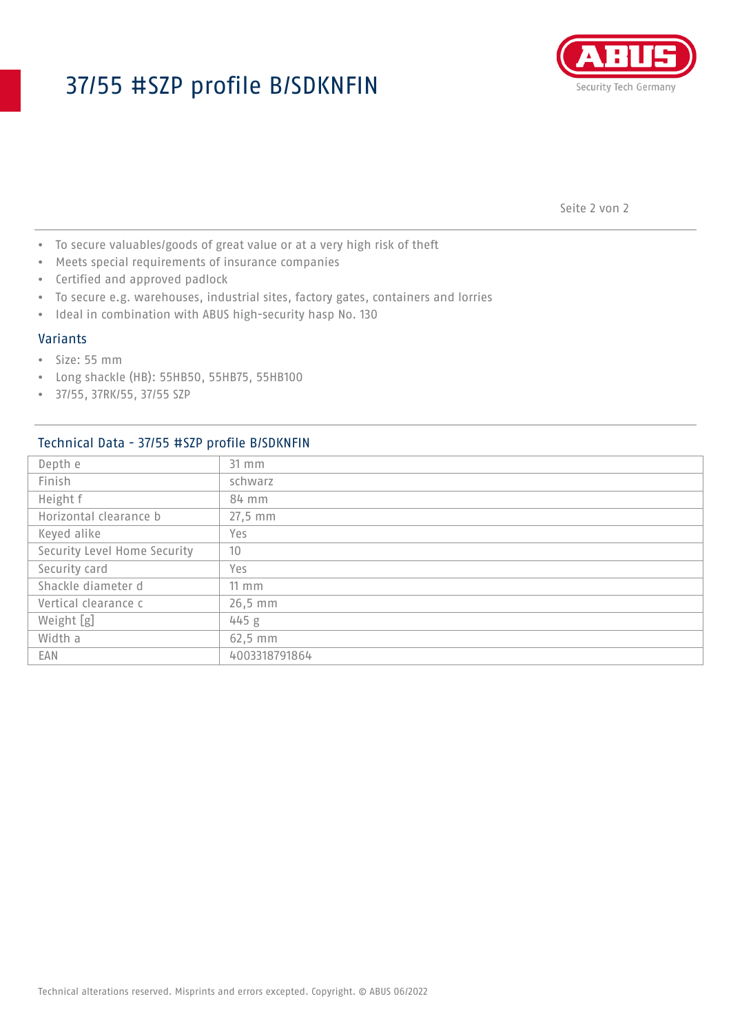# 37/55 #SZP profile B/SDKNFIN

- To secure valuables/goods of great value or at a very high risk of theft
- Meets special requirements of insurance companies
- Certified and approved padlock
- To secure e.g. warehouses, industrial sites, factory gates, containers and lorries
- Ideal in combination with ABUS high-security hasp No. 130

## Variants

- Size: 55 mm
- Long shackle (HB): 55HB50, 55HB75, 55HB100
- 37/55, 37RK/55, 37/55 SZP

## Technical Data - 37/55 #SZP profile B/SDKNFIN

| | |
|---|---|
| Depth e | 31 mm |
| Finish | schwarz |
| Height f | 84 mm |
| Horizontal clearance b | 27,5 mm |
| Keyed alike | Yes |
| Security Level Home Security | 10 |
| Security card | Yes |
| Shackle diameter d | 11 mm |
| Vertical clearance c | 26,5 mm |
| Weight [g] | 445 g |
| Width a | 62,5 mm |
| EAN | 4003318791864 |

Technical alterations reserved. Misprints and errors excepted. Copyright. © ABUS 06/2022